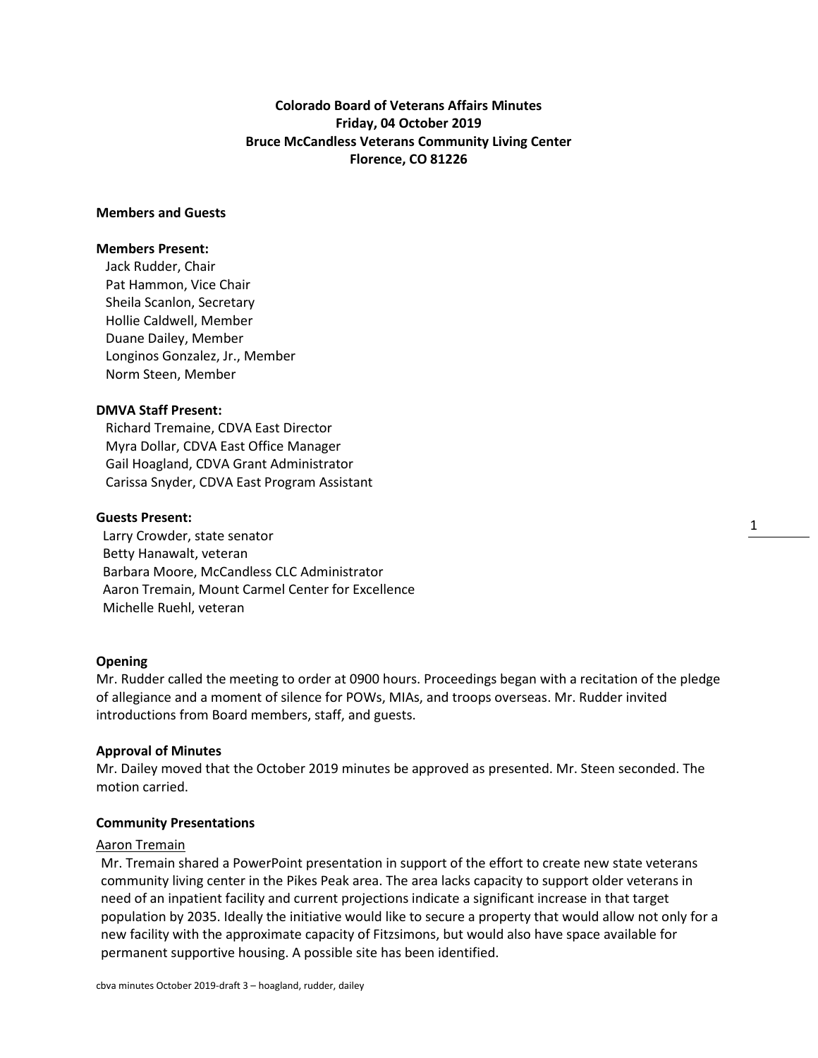# Colorado Board of Veterans Affairs Minutes
## Friday, 04 October 2019
## Bruce McCandless Veterans Community Living Center
## Florence, CO 81226

**Members and Guests**

**Members Present:**

Jack Rudder, Chair
Pat Hammon, Vice Chair
Sheila Scanlon, Secretary
Hollie Caldwell, Member
Duane Dailey, Member
Longinos Gonzalez, Jr., Member
Norm Steen, Member

**DMVA Staff Present:**

Richard Tremaine, CDVA East Director
Myra Dollar, CDVA East Office Manager
Gail Hoagland, CDVA Grant Administrator
Carissa Snyder, CDVA East Program Assistant

**Guests Present:**

Larry Crowder, state senator
Betty Hanawalt, veteran
Barbara Moore, McCandless CLC Administrator
Aaron Tremain, Mount Carmel Center for Excellence
Michelle Ruehl, veteran

**Opening**

Mr. Rudder called the meeting to order at 0900 hours. Proceedings began with a recitation of the pledge of allegiance and a moment of silence for POWs, MIAs, and troops overseas. Mr. Rudder invited introductions from Board members, staff, and guests.

**Approval of Minutes**

Mr. Dailey moved that the October 2019 minutes be approved as presented. Mr. Steen seconded. The motion carried.

**Community Presentations**

Aaron Tremain

Mr. Tremain shared a PowerPoint presentation in support of the effort to create new state veterans community living center in the Pikes Peak area. The area lacks capacity to support older veterans in need of an inpatient facility and current projections indicate a significant increase in that target population by 2035. Ideally the initiative would like to secure a property that would allow not only for a new facility with the approximate capacity of Fitzsimons, but would also have space available for permanent supportive housing. A possible site has been identified.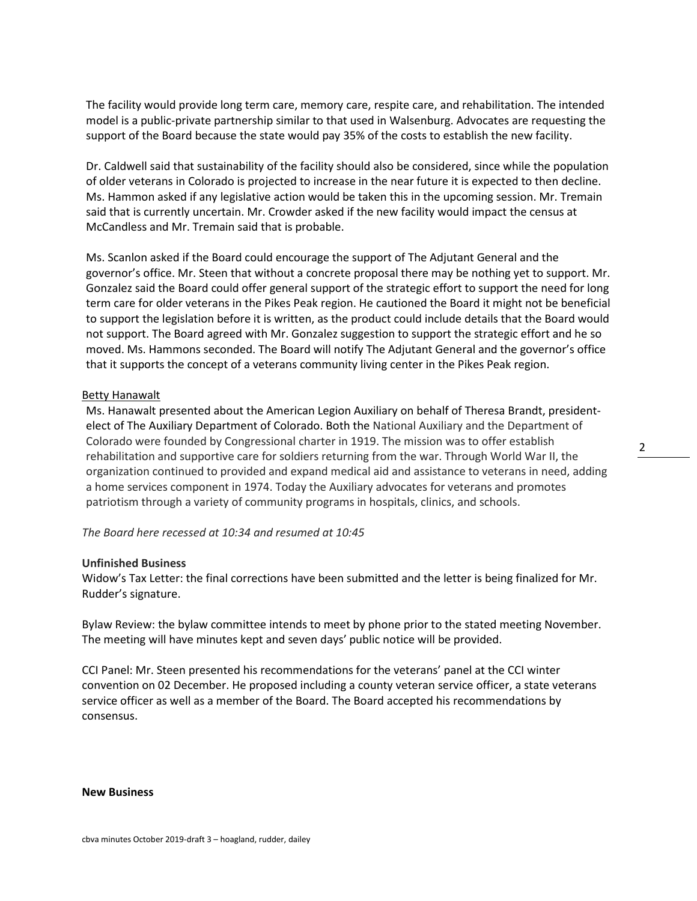The facility would provide long term care, memory care, respite care, and rehabilitation. The intended model is a public-private partnership similar to that used in Walsenburg. Advocates are requesting the support of the Board because the state would pay 35% of the costs to establish the new facility.

Dr. Caldwell said that sustainability of the facility should also be considered, since while the population of older veterans in Colorado is projected to increase in the near future it is expected to then decline. Ms. Hammon asked if any legislative action would be taken this in the upcoming session. Mr. Tremain said that is currently uncertain. Mr. Crowder asked if the new facility would impact the census at McCandless and Mr. Tremain said that is probable.

Ms. Scanlon asked if the Board could encourage the support of The Adjutant General and the governor's office. Mr. Steen that without a concrete proposal there may be nothing yet to support. Mr. Gonzalez said the Board could offer general support of the strategic effort to support the need for long term care for older veterans in the Pikes Peak region. He cautioned the Board it might not be beneficial to support the legislation before it is written, as the product could include details that the Board would not support. The Board agreed with Mr. Gonzalez suggestion to support the strategic effort and he so moved. Ms. Hammons seconded. The Board will notify The Adjutant General and the governor's office that it supports the concept of a veterans community living center in the Pikes Peak region.

Betty Hanawalt

Ms. Hanawalt presented about the American Legion Auxiliary on behalf of Theresa Brandt, president-elect of The Auxiliary Department of Colorado. Both the National Auxiliary and the Department of Colorado were founded by Congressional charter in 1919. The mission was to offer establish rehabilitation and supportive care for soldiers returning from the war. Through World War II, the organization continued to provided and expand medical aid and assistance to veterans in need, adding a home services component in 1974. Today the Auxiliary advocates for veterans and promotes patriotism through a variety of community programs in hospitals, clinics, and schools.

*The Board here recessed at 10:34 and resumed at 10:45*

**Unfinished Business**

Widow's Tax Letter: the final corrections have been submitted and the letter is being finalized for Mr. Rudder's signature.

Bylaw Review: the bylaw committee intends to meet by phone prior to the stated meeting November. The meeting will have minutes kept and seven days' public notice will be provided.

CCI Panel: Mr. Steen presented his recommendations for the veterans' panel at the CCI winter convention on 02 December. He proposed including a county veteran service officer, a state veterans service officer as well as a member of the Board. The Board accepted his recommendations by consensus.

**New Business**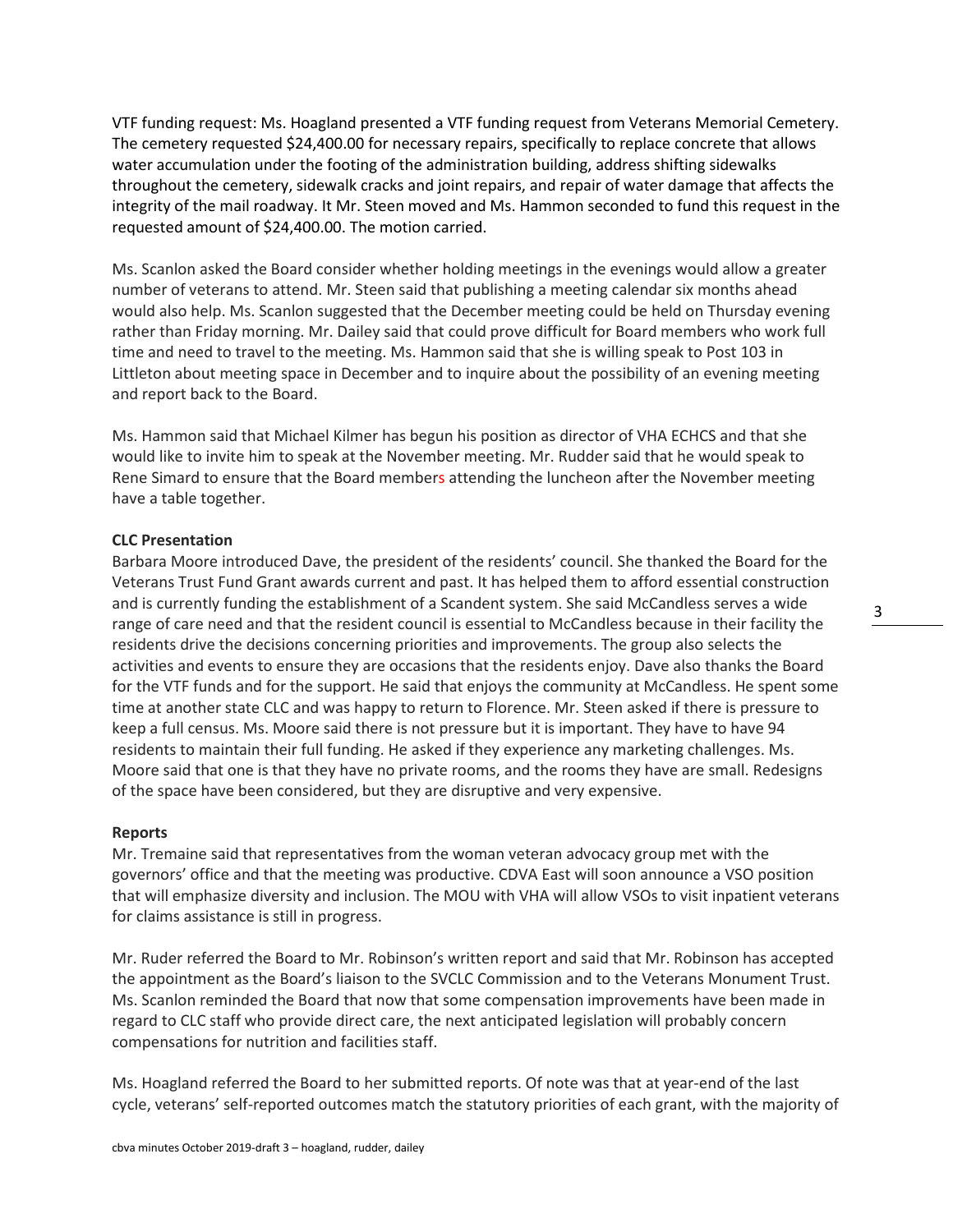VTF funding request: Ms. Hoagland presented a VTF funding request from Veterans Memorial Cemetery. The cemetery requested $24,400.00 for necessary repairs, specifically to replace concrete that allows water accumulation under the footing of the administration building, address shifting sidewalks throughout the cemetery, sidewalk cracks and joint repairs, and repair of water damage that affects the integrity of the mail roadway. It Mr. Steen moved and Ms. Hammon seconded to fund this request in the requested amount of $24,400.00. The motion carried.

Ms. Scanlon asked the Board consider whether holding meetings in the evenings would allow a greater number of veterans to attend. Mr. Steen said that publishing a meeting calendar six months ahead would also help. Ms. Scanlon suggested that the December meeting could be held on Thursday evening rather than Friday morning. Mr. Dailey said that could prove difficult for Board members who work full time and need to travel to the meeting. Ms. Hammon said that she is willing speak to Post 103 in Littleton about meeting space in December and to inquire about the possibility of an evening meeting and report back to the Board.

Ms. Hammon said that Michael Kilmer has begun his position as director of VHA ECHCS and that she would like to invite him to speak at the November meeting. Mr. Rudder said that he would speak to Rene Simard to ensure that the Board members attending the luncheon after the November meeting have a table together.

**CLC Presentation**

Barbara Moore introduced Dave, the president of the residents' council. She thanked the Board for the Veterans Trust Fund Grant awards current and past. It has helped them to afford essential construction and is currently funding the establishment of a Scandent system. She said McCandless serves a wide range of care need and that the resident council is essential to McCandless because in their facility the residents drive the decisions concerning priorities and improvements. The group also selects the activities and events to ensure they are occasions that the residents enjoy. Dave also thanks the Board for the VTF funds and for the support. He said that enjoys the community at McCandless. He spent some time at another state CLC and was happy to return to Florence. Mr. Steen asked if there is pressure to keep a full census. Ms. Moore said there is not pressure but it is important. They have to have 94 residents to maintain their full funding. He asked if they experience any marketing challenges. Ms. Moore said that one is that they have no private rooms, and the rooms they have are small. Redesigns of the space have been considered, but they are disruptive and very expensive.

**Reports**

Mr. Tremaine said that representatives from the woman veteran advocacy group met with the governors' office and that the meeting was productive. CDVA East will soon announce a VSO position that will emphasize diversity and inclusion. The MOU with VHA will allow VSOs to visit inpatient veterans for claims assistance is still in progress.

Mr. Ruder referred the Board to Mr. Robinson's written report and said that Mr. Robinson has accepted the appointment as the Board's liaison to the SVCLC Commission and to the Veterans Monument Trust. Ms. Scanlon reminded the Board that now that some compensation improvements have been made in regard to CLC staff who provide direct care, the next anticipated legislation will probably concern compensations for nutrition and facilities staff.

Ms. Hoagland referred the Board to her submitted reports. Of note was that at year-end of the last cycle, veterans' self-reported outcomes match the statutory priorities of each grant, with the majority of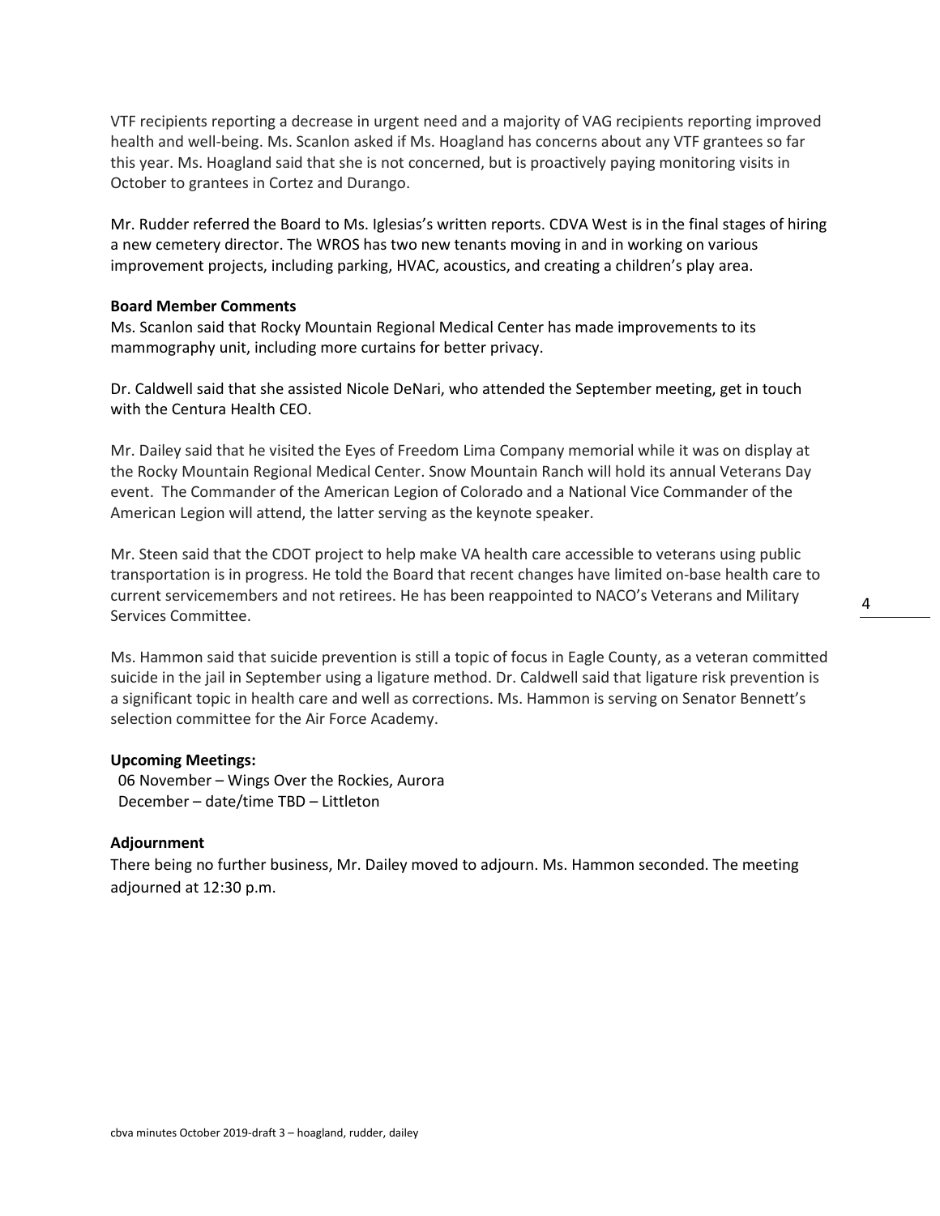VTF recipients reporting a decrease in urgent need and a majority of VAG recipients reporting improved health and well-being. Ms. Scanlon asked if Ms. Hoagland has concerns about any VTF grantees so far this year. Ms. Hoagland said that she is not concerned, but is proactively paying monitoring visits in October to grantees in Cortez and Durango.

Mr. Rudder referred the Board to Ms. Iglesias's written reports. CDVA West is in the final stages of hiring a new cemetery director. The WROS has two new tenants moving in and in working on various improvement projects, including parking, HVAC, acoustics, and creating a children's play area.

**Board Member Comments**

Ms. Scanlon said that Rocky Mountain Regional Medical Center has made improvements to its mammography unit, including more curtains for better privacy.

Dr. Caldwell said that she assisted Nicole DeNari, who attended the September meeting, get in touch with the Centura Health CEO.

Mr. Dailey said that he visited the Eyes of Freedom Lima Company memorial while it was on display at the Rocky Mountain Regional Medical Center. Snow Mountain Ranch will hold its annual Veterans Day event. The Commander of the American Legion of Colorado and a National Vice Commander of the American Legion will attend, the latter serving as the keynote speaker.

Mr. Steen said that the CDOT project to help make VA health care accessible to veterans using public transportation is in progress. He told the Board that recent changes have limited on-base health care to current servicemembers and not retirees. He has been reappointed to NACO's Veterans and Military Services Committee.

Ms. Hammon said that suicide prevention is still a topic of focus in Eagle County, as a veteran committed suicide in the jail in September using a ligature method. Dr. Caldwell said that ligature risk prevention is a significant topic in health care and well as corrections. Ms. Hammon is serving on Senator Bennett's selection committee for the Air Force Academy.

**Upcoming Meetings:**

06 November – Wings Over the Rockies, Aurora
December – date/time TBD – Littleton

**Adjournment**

There being no further business, Mr. Dailey moved to adjourn. Ms. Hammon seconded. The meeting adjourned at 12:30 p.m.

cbva minutes October 2019-draft 3 – hoagland, rudder, dailey